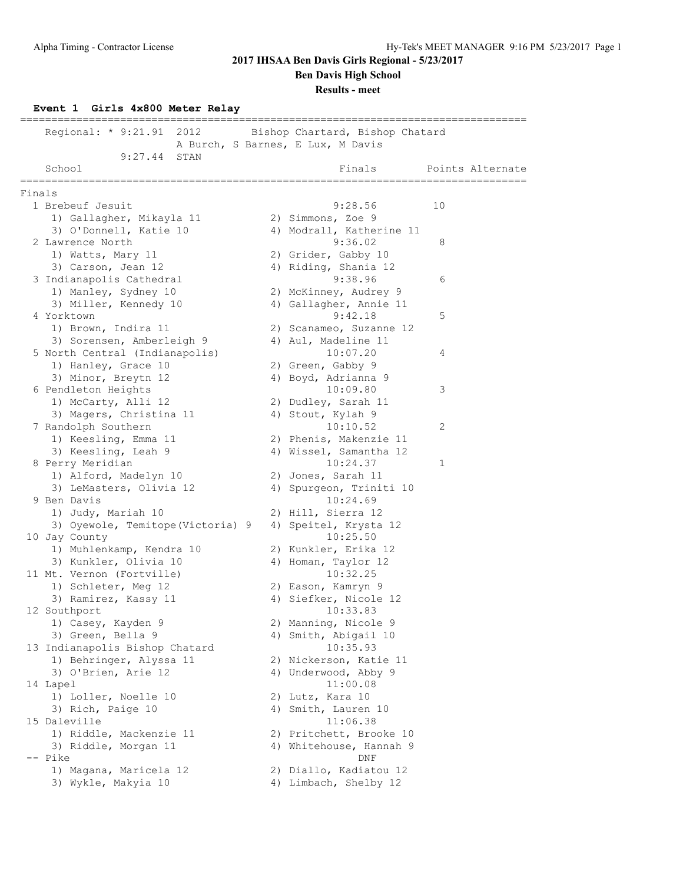# 2017 IHSAA Ben Davis Girls Regional - 5/23/2017

## Ben Davis High School

### Results - meet

**Event 1 Girls 4x800 Meter Relay**

```
================================================================================
    Regional: * 9:21.91  2012        Bishop Chartard, Bishop Chatard
                      A Burch, S Barnes, E Lux, M Davis
              9:27.44  STAN
    School                                      Finals        Points Alternate
================================================================================
Finals
  1 Brebeuf Jesuit                               9:28.56         10
     1) Gallagher, Mikayla 11          2) Simmons, Zoe 9
     3) O'Donnell, Katie 10            4) Modrall, Katherine 11
  2 Lawrence North                               9:36.02          8
     1) Watts, Mary 11                 2) Grider, Gabby 10
     3) Carson, Jean 12                4) Riding, Shania 12
  3 Indianapolis Cathedral                       9:38.96          6
     1) Manley, Sydney 10              2) McKinney, Audrey 9
     3) Miller, Kennedy 10             4) Gallagher, Annie 11
  4 Yorktown                                     9:42.18          5
     1) Brown, Indira 11               2) Scanameo, Suzanne 12
     3) Sorensen, Amberleigh 9         4) Aul, Madeline 11
  5 North Central (Indianapolis)                10:07.20          4
     1) Hanley, Grace 10               2) Green, Gabby 9
     3) Minor, Breytn 12               4) Boyd, Adrianna 9
  6 Pendleton Heights                           10:09.80          3
     1) McCarty, Alli 12               2) Dudley, Sarah 11
     3) Magers, Christina 11           4) Stout, Kylah 9
  7 Randolph Southern                           10:10.52          2
     1) Keesling, Emma 11              2) Phenis, Makenzie 11
     3) Keesling, Leah 9               4) Wissel, Samantha 12
  8 Perry Meridian                              10:24.37          1
     1) Alford, Madelyn 10             2) Jones, Sarah 11
     3) LeMasters, Olivia 12           4) Spurgeon, Triniti 10
  9 Ben Davis                                   10:24.69
     1) Judy, Mariah 10                2) Hill, Sierra 12
     3) Oyewole, Temitope(Victoria) 9  4) Speitel, Krysta 12
 10 Jay County                                  10:25.50
     1) Muhlenkamp, Kendra 10          2) Kunkler, Erika 12
     3) Kunkler, Olivia 10             4) Homan, Taylor 12
 11 Mt. Vernon (Fortville)                      10:32.25
     1) Schleter, Meg 12               2) Eason, Kamryn 9
     3) Ramirez, Kassy 11              4) Siefker, Nicole 12
 12 Southport                                   10:33.83
     1) Casey, Kayden 9                2) Manning, Nicole 9
     3) Green, Bella 9                 4) Smith, Abigail 10
 13 Indianapolis Bishop Chatard                 10:35.93
     1) Behringer, Alyssa 11           2) Nickerson, Katie 11
     3) O'Brien, Arie 12               4) Underwood, Abby 9
 14 Lapel                                       11:00.08
     1) Loller, Noelle 10              2) Lutz, Kara 10
     3) Rich, Paige 10                 4) Smith, Lauren 10
 15 Daleville                                   11:06.38
     1) Riddle, Mackenzie 11           2) Pritchett, Brooke 10
     3) Riddle, Morgan 11              4) Whitehouse, Hannah 9
 -- Pike                                           DNF
     1) Magana, Maricela 12            2) Diallo, Kadiatou 12
     3) Wykle, Makyia 10               4) Limbach, Shelby 12
```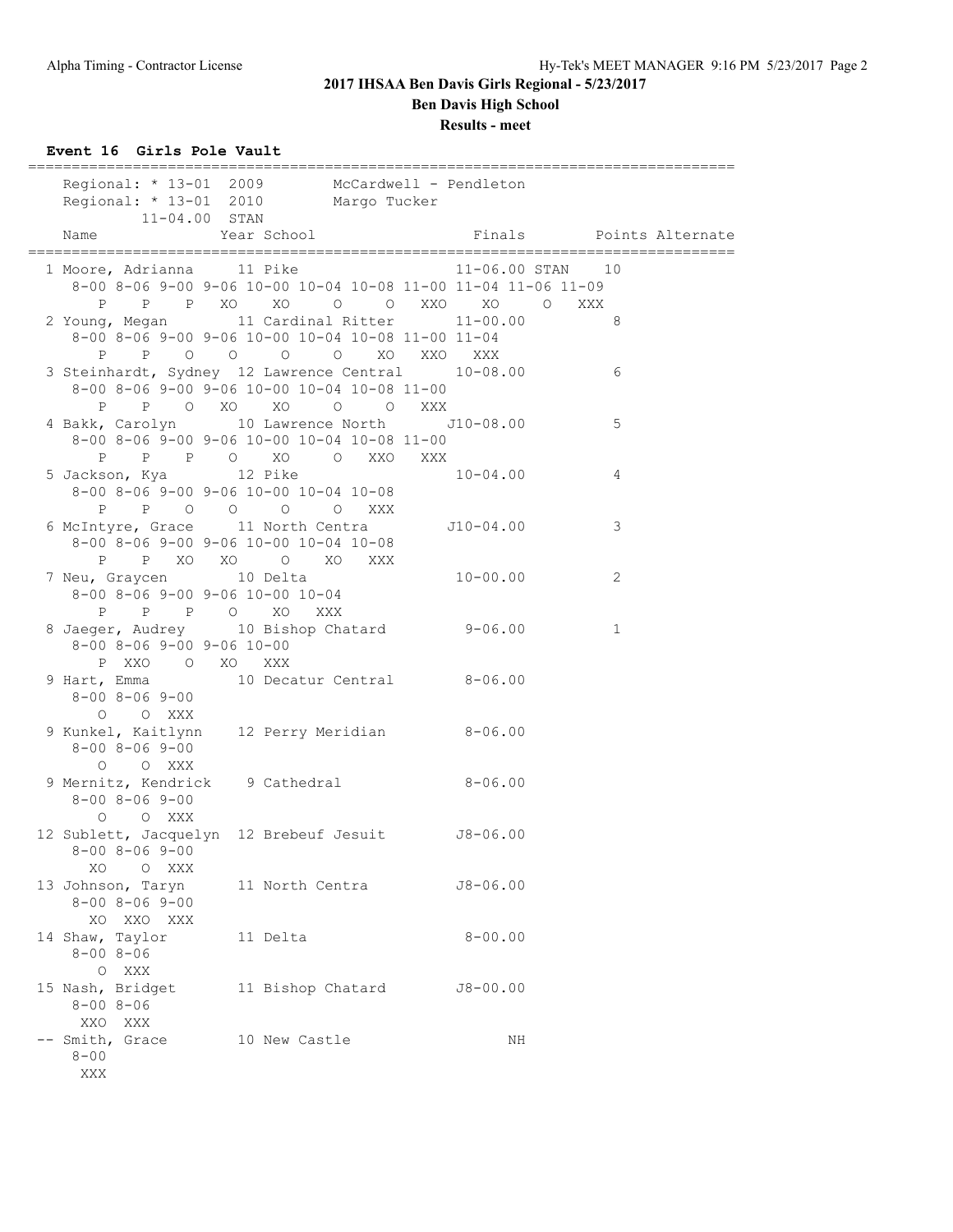## 2017 IHSAA Ben Davis Girls Regional - 5/23/2017

**Ben Davis High School**

**Results - meet**

### Event 16 Girls Pole Vault

```
===================================================================================
    Regional: * 13-01  2009        McCardwell - Pendleton
    Regional: * 13-01  2010        Margo Tucker
             11-04.00  STAN
    Name               Year School                 Finals        Points Alternate
===================================================================================
  1 Moore, Adrianna      11 Pike                  11-06.00 STAN    10
     8-00 8-06 9-00 9-06 10-00 10-04 10-08 11-00 11-04 11-06 11-09
        P    P    P   XO    XO     O     O   XXO    XO     O   XXX
  2 Young, Megan         11 Cardinal Ritter       11-00.00          8
     8-00 8-06 9-00 9-06 10-00 10-04 10-08 11-00 11-04
        P    P    O    O     O     O    XO   XXO   XXX
  3 Steinhardt, Sydney  12 Lawrence Central       10-08.00          6
     8-00 8-06 9-00 9-06 10-00 10-04 10-08 11-00
        P    P    O   XO    XO     O     O   XXX
  4 Bakk, Carolyn        10 Lawrence North       J10-08.00          5
     8-00 8-06 9-00 9-06 10-00 10-04 10-08 11-00
        P    P    P    O    XO     O   XXO   XXX
  5 Jackson, Kya         12 Pike                  10-04.00          4
     8-00 8-06 9-00 9-06 10-00 10-04 10-08
        P    P    O    O     O     O   XXX
  6 McIntyre, Grace      11 North Centra         J10-04.00          3
     8-00 8-06 9-00 9-06 10-00 10-04 10-08
        P    P   XO   XO     O    XO   XXX
  7 Neu, Graycen         10 Delta                 10-00.00          2
     8-00 8-06 9-00 9-06 10-00 10-04
        P    P    P    O    XO   XXX
  8 Jaeger, Audrey       10 Bishop Chatard         9-06.00          1
     8-00 8-06 9-00 9-06 10-00
        P  XXO    O   XO   XXX
  9 Hart, Emma           10 Decatur Central        8-06.00
     8-00 8-06 9-00
        O    O  XXX
  9 Kunkel, Kaitlynn     12 Perry Meridian         8-06.00
     8-00 8-06 9-00
        O    O  XXX
  9 Mernitz, Kendrick     9 Cathedral              8-06.00
     8-00 8-06 9-00
        O    O  XXX
 12 Sublett, Jacquelyn  12 Brebeuf Jesuit         J8-06.00
     8-00 8-06 9-00
       XO    O  XXX
 13 Johnson, Taryn       11 North Centra          J8-06.00
     8-00 8-06 9-00
       XO  XXO  XXX
 14 Shaw, Taylor         11 Delta                  8-00.00
     8-00 8-06
        O  XXX
 15 Nash, Bridget        11 Bishop Chatard        J8-00.00
     8-00 8-06
      XXO  XXX
 -- Smith, Grace         10 New Castle                  NH
     8-00
      XXX
```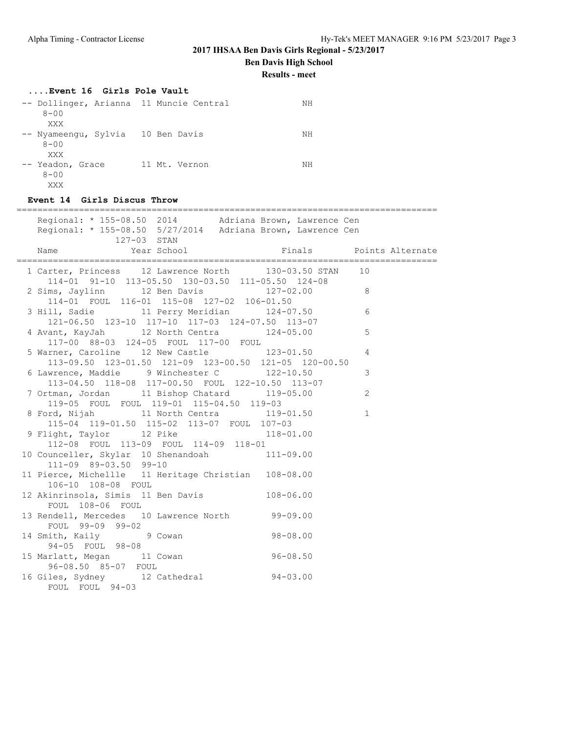## 2017 IHSAA Ben Davis Girls Regional - 5/23/2017

**Ben Davis High School**

**Results - meet**

### ....Event 16  Girls Pole Vault

```
-- Dollinger, Arianna  11 Muncie Central              NH
    8-00
     XXX
-- Nyameengu, Sylvia   10 Ben Davis                   NH
    8-00
     XXX
-- Yeadon, Grace       11 Mt. Vernon                  NH
    8-00
     XXX
```

### Event 14  Girls Discus Throw

```
===============================================================================
   Regional: * 155-08.50  2014        Adriana Brown, Lawrence Cen
   Regional: * 155-08.50  5/27/2014   Adriana Brown, Lawrence Cen
                127-03  STAN
   Name                 Year School                Finals       Points Alternate
===============================================================================
  1 Carter, Princess    12 Lawrence North       130-03.50 STAN    10
     114-01  91-10  113-05.50  130-03.50  111-05.50  124-08
  2 Sims, Jaylinn       12 Ben Davis            127-02.00          8
     114-01  FOUL  116-01  115-08  127-02  106-01.50
  3 Hill, Sadie         11 Perry Meridian       124-07.50          6
     121-06.50  123-10  117-10  117-03  124-07.50  113-07
  4 Avant, KayJah       12 North Centra         124-05.00          5
     117-00  88-03  124-05  FOUL  117-00  FOUL
  5 Warner, Caroline    12 New Castle           123-01.50          4
     113-09.50  123-01.50  121-09  123-00.50  121-05  120-00.50
  6 Lawrence, Maddie     9 Winchester C         122-10.50          3
     113-04.50  118-08  117-00.50  FOUL  122-10.50  113-07
  7 Ortman, Jordan      11 Bishop Chatard       119-05.00          2
     119-05  FOUL  FOUL  119-01  115-04.50  119-03
  8 Ford, Nijah         11 North Centra         119-01.50          1
     115-04  119-01.50  115-02  113-07  FOUL  107-03
  9 Flight, Taylor      12 Pike                 118-01.00
     112-08  FOUL  113-09  FOUL  114-09  118-01
 10 Counceller, Skylar  10 Shenandoah           111-09.00
     111-09  89-03.50  99-10
 11 Pierce, Michellle   11 Heritage Christian   108-08.00
     106-10  108-08  FOUL
 12 Akinrinsola, Simis  11 Ben Davis            108-06.00
     FOUL  108-06  FOUL
 13 Rendell, Mercedes   10 Lawrence North        99-09.00
     FOUL  99-09  99-02
 14 Smith, Kaily         9 Cowan                 98-08.00
     94-05  FOUL  98-08
 15 Marlatt, Megan      11 Cowan                 96-08.50
     96-08.50  85-07  FOUL
 16 Giles, Sydney       12 Cathedral             94-03.00
     FOUL  FOUL  94-03
```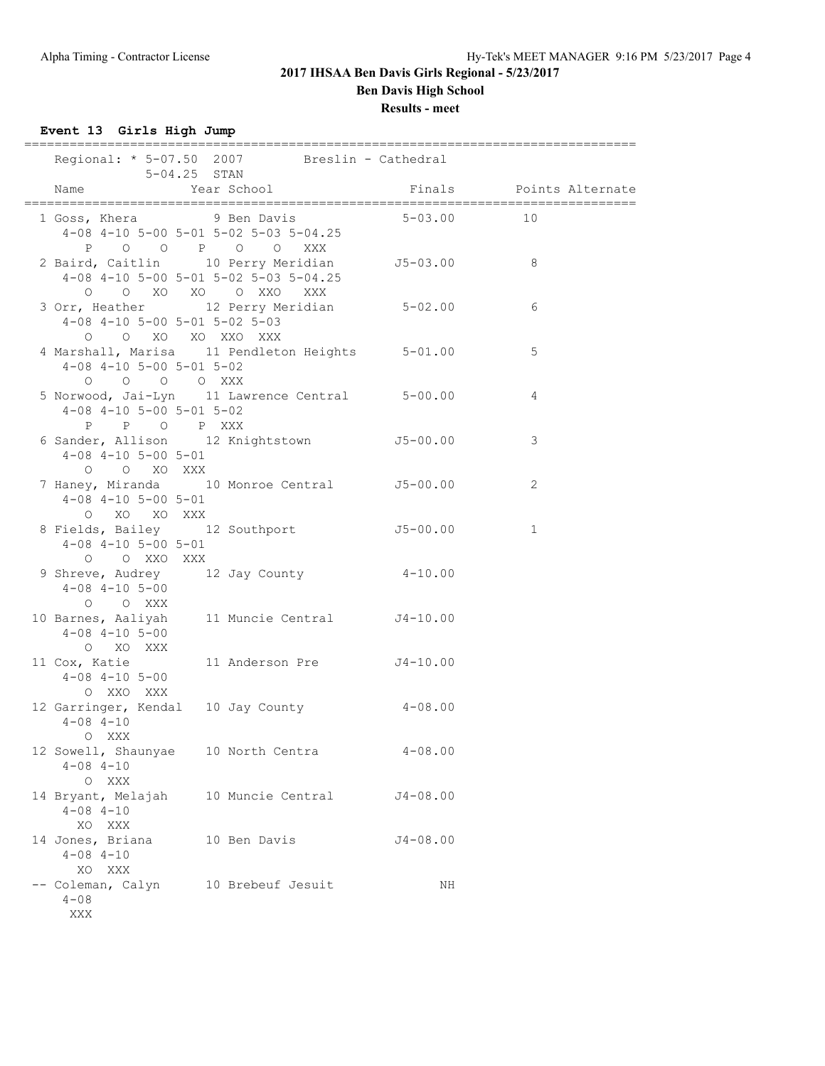# 2017 IHSAA Ben Davis Girls Regional - 5/23/2017

## Ben Davis High School

### Results - meet

**Event 13 Girls High Jump**

```
================================================================================
    Regional: * 5-07.50  2007        Breslin - Cathedral        
              5-04.25  STAN
    Name               Year School                 Finals     Points Alternate
================================================================================
  1 Goss, Khera          9 Ben Davis             5-03.00       10
     4-08 4-10 5-00 5-01 5-02 5-03 5-04.25
        P    O    O    P    O    O  XXX
  2 Baird, Caitlin      10 Perry Meridian       J5-03.00        8
     4-08 4-10 5-00 5-01 5-02 5-03 5-04.25
        O    O   XO   XO    O  XXO  XXX
  3 Orr, Heather        12 Perry Meridian        5-02.00        6
     4-08 4-10 5-00 5-01 5-02 5-03
        O    O   XO   XO  XXO  XXX
  4 Marshall, Marisa    11 Pendleton Heights     5-01.00        5
     4-08 4-10 5-00 5-01 5-02
        O    O    O    O  XXX
  5 Norwood, Jai-Lyn    11 Lawrence Central      5-00.00        4
     4-08 4-10 5-00 5-01 5-02
        P    P    O    P  XXX
  6 Sander, Allison     12 Knightstown          J5-00.00        3
     4-08 4-10 5-00 5-01
        O    O   XO  XXX
  7 Haney, Miranda      10 Monroe Central       J5-00.00        2
     4-08 4-10 5-00 5-01
        O   XO   XO  XXX
  8 Fields, Bailey      12 Southport            J5-00.00        1
     4-08 4-10 5-00 5-01
        O    O  XXO  XXX
  9 Shreve, Audrey      12 Jay County            4-10.00
     4-08 4-10 5-00
        O    O  XXX
 10 Barnes, Aaliyah     11 Muncie Central       J4-10.00
     4-08 4-10 5-00
        O   XO  XXX
 11 Cox, Katie          11 Anderson Pre         J4-10.00
     4-08 4-10 5-00
        O  XXO  XXX
 12 Garringer, Kendal   10 Jay County            4-08.00
     4-08 4-10
        O  XXX
 12 Sowell, Shaunyae    10 North Centra          4-08.00
     4-08 4-10
        O  XXX
 14 Bryant, Melajah     10 Muncie Central       J4-08.00
     4-08 4-10
       XO  XXX
 14 Jones, Briana       10 Ben Davis            J4-08.00
     4-08 4-10
       XO  XXX
 -- Coleman, Calyn      10 Brebeuf Jesuit             NH
     4-08
      XXX
```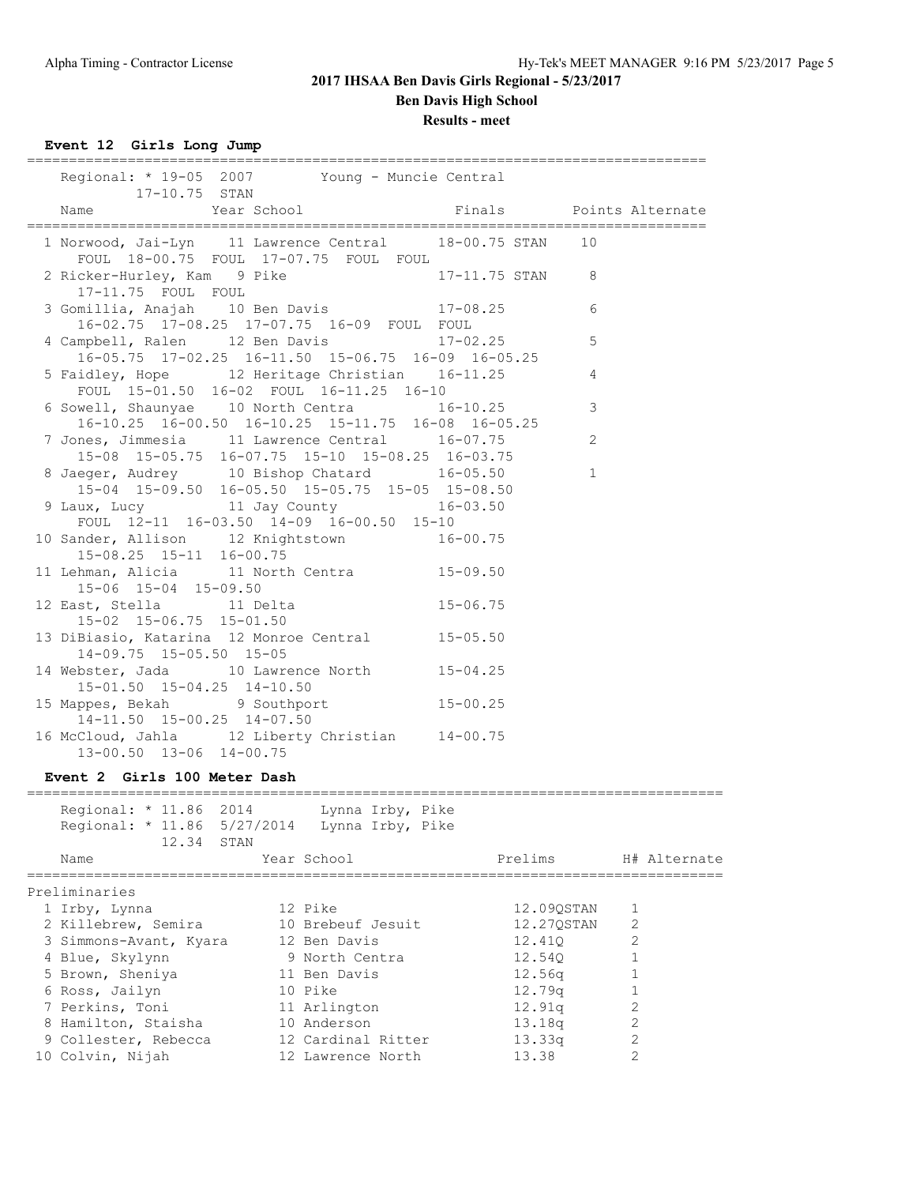# 2017 IHSAA Ben Davis Girls Regional - 5/23/2017

## Ben Davis High School

### Results - meet

### Event 12 Girls Long Jump

Regional: * 19-05 2007 Young - Muncie Central
17-10.75 STAN

| Place | Name | Year | School | Finals | | Points | Alternate |
|---|---|---|---|---|---|---|---|
| 1 | Norwood, Jai-Lyn | 11 | Lawrence Central | 18-00.75 | STAN | 10 | |
| | FOUL 18-00.75 FOUL 17-07.75 FOUL FOUL | | | | | | |
| 2 | Ricker-Hurley, Kam | 9 | Pike | 17-11.75 | STAN | 8 | |
| | 17-11.75 FOUL FOUL | | | | | | |
| 3 | Gomillia, Anajah | 10 | Ben Davis | 17-08.25 | | 6 | |
| | 16-02.75 17-08.25 17-07.75 16-09 FOUL FOUL | | | | | | |
| 4 | Campbell, Ralen | 12 | Ben Davis | 17-02.25 | | 5 | |
| | 16-05.75 17-02.25 16-11.50 15-06.75 16-09 16-05.25 | | | | | | |
| 5 | Faidley, Hope | 12 | Heritage Christian | 16-11.25 | | 4 | |
| | FOUL 15-01.50 16-02 FOUL 16-11.25 16-10 | | | | | | |
| 6 | Sowell, Shaunyae | 10 | North Centra | 16-10.25 | | 3 | |
| | 16-10.25 16-00.50 16-10.25 15-11.75 16-08 16-05.25 | | | | | | |
| 7 | Jones, Jimmesia | 11 | Lawrence Central | 16-07.75 | | 2 | |
| | 15-08 15-05.75 16-07.75 15-10 15-08.25 16-03.75 | | | | | | |
| 8 | Jaeger, Audrey | 10 | Bishop Chatard | 16-05.50 | | 1 | |
| | 15-04 15-09.50 16-05.50 15-05.75 15-05 15-08.50 | | | | | | |
| 9 | Laux, Lucy | 11 | Jay County | 16-03.50 | | | |
| | FOUL 12-11 16-03.50 14-09 16-00.50 15-10 | | | | | | |
| 10 | Sander, Allison | 12 | Knightstown | 16-00.75 | | | |
| | 15-08.25 15-11 16-00.75 | | | | | | |
| 11 | Lehman, Alicia | 11 | North Centra | 15-09.50 | | | |
| | 15-06 15-04 15-09.50 | | | | | | |
| 12 | East, Stella | 11 | Delta | 15-06.75 | | | |
| | 15-02 15-06.75 15-01.50 | | | | | | |
| 13 | DiBiasio, Katarina | 12 | Monroe Central | 15-05.50 | | | |
| | 14-09.75 15-05.50 15-05 | | | | | | |
| 14 | Webster, Jada | 10 | Lawrence North | 15-04.25 | | | |
| | 15-01.50 15-04.25 14-10.50 | | | | | | |
| 15 | Mappes, Bekah | 9 | Southport | 15-00.25 | | | |
| | 14-11.50 15-00.25 14-07.50 | | | | | | |
| 16 | McCloud, Jahla | 12 | Liberty Christian | 14-00.75 | | | |
| | 13-00.50 13-06 14-00.75 | | | | | | |

### Event 2 Girls 100 Meter Dash

Regional: * 11.86 2014 Lynna Irby, Pike
Regional: * 11.86 5/27/2014 Lynna Irby, Pike
12.34 STAN

Preliminaries

| Place | Name | Year | School | Prelims | | H# | Alternate |
|---|---|---|---|---|---|---|---|
| 1 | Irby, Lynna | 12 | Pike | 12.09Q | STAN | 1 | |
| 2 | Killebrew, Semira | 10 | Brebeuf Jesuit | 12.27Q | STAN | 2 | |
| 3 | Simmons-Avant, Kyara | 12 | Ben Davis | 12.41Q | | 2 | |
| 4 | Blue, Skylynn | 9 | North Centra | 12.54Q | | 1 | |
| 5 | Brown, Sheniya | 11 | Ben Davis | 12.56q | | 1 | |
| 6 | Ross, Jailyn | 10 | Pike | 12.79q | | 1 | |
| 7 | Perkins, Toni | 11 | Arlington | 12.91q | | 2 | |
| 8 | Hamilton, Staisha | 10 | Anderson | 13.18q | | 2 | |
| 9 | Collester, Rebecca | 12 | Cardinal Ritter | 13.33q | | 2 | |
| 10 | Colvin, Nijah | 12 | Lawrence North | 13.38 | | 2 | |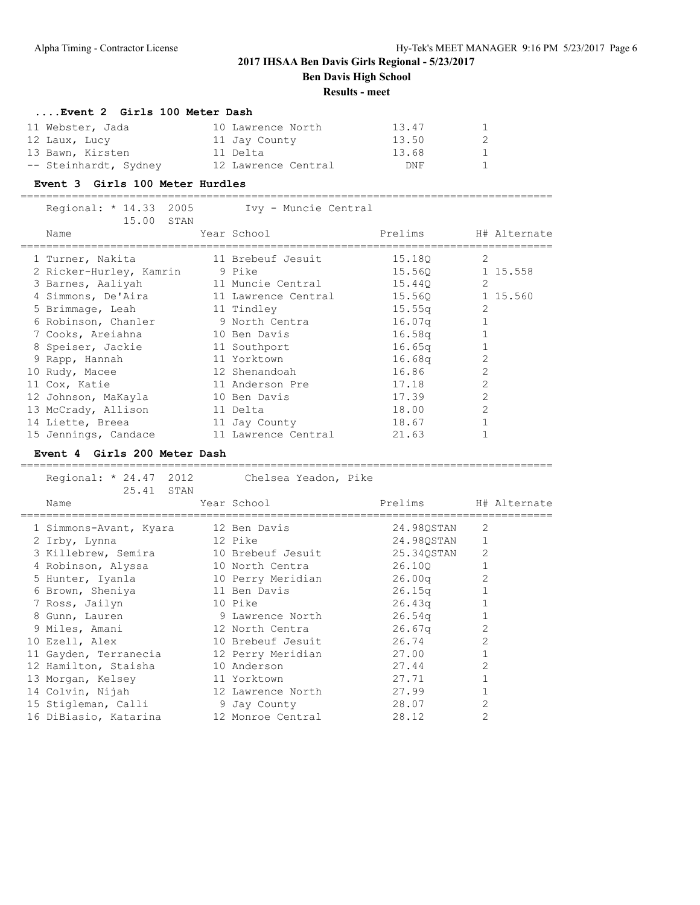## ....Event 2 Girls 100 Meter Dash

| | Name | Year | School | Prelims | H# |
|---|---|---|---|---|---|
| 11 | Webster, Jada | 10 | Lawrence North | 13.47 | 1 |
| 12 | Laux, Lucy | 11 | Jay County | 13.50 | 2 |
| 13 | Bawn, Kirsten | 11 | Delta | 13.68 | 1 |
| -- | Steinhardt, Sydney | 12 | Lawrence Central | DNF | 1 |

## Event 3 Girls 100 Meter Hurdles

Regional: * 14.33 2005 Ivy - Muncie Central
15.00 STAN

| | Name | Year | School | Prelims | H# | Alternate |
|---|---|---|---|---|---|---|
| 1 | Turner, Nakita | 11 | Brebeuf Jesuit | 15.18Q | 2 | |
| 2 | Ricker-Hurley, Kamrin | 9 | Pike | 15.56Q | 1 | 15.558 |
| 3 | Barnes, Aaliyah | 11 | Muncie Central | 15.44Q | 2 | |
| 4 | Simmons, De'Aira | 11 | Lawrence Central | 15.56Q | 1 | 15.560 |
| 5 | Brimmage, Leah | 11 | Tindley | 15.55q | 2 | |
| 6 | Robinson, Chanler | 9 | North Centra | 16.07q | 1 | |
| 7 | Cooks, Areiahna | 10 | Ben Davis | 16.58q | 1 | |
| 8 | Speiser, Jackie | 11 | Southport | 16.65q | 1 | |
| 9 | Rapp, Hannah | 11 | Yorktown | 16.68q | 2 | |
| 10 | Rudy, Macee | 12 | Shenandoah | 16.86 | 2 | |
| 11 | Cox, Katie | 11 | Anderson Pre | 17.18 | 2 | |
| 12 | Johnson, MaKayla | 10 | Ben Davis | 17.39 | 2 | |
| 13 | McCrady, Allison | 11 | Delta | 18.00 | 2 | |
| 14 | Liette, Breea | 11 | Jay County | 18.67 | 1 | |
| 15 | Jennings, Candace | 11 | Lawrence Central | 21.63 | 1 | |

## Event 4 Girls 200 Meter Dash

Regional: * 24.47 2012 Chelsea Yeadon, Pike
25.41 STAN

| | Name | Year | School | Prelims | H# | Alternate |
|---|---|---|---|---|---|---|
| 1 | Simmons-Avant, Kyara | 12 | Ben Davis | 24.98QSTAN | 2 | |
| 2 | Irby, Lynna | 12 | Pike | 24.98QSTAN | 1 | |
| 3 | Killebrew, Semira | 10 | Brebeuf Jesuit | 25.34QSTAN | 2 | |
| 4 | Robinson, Alyssa | 10 | North Centra | 26.10Q | 1 | |
| 5 | Hunter, Iyanla | 10 | Perry Meridian | 26.00q | 2 | |
| 6 | Brown, Sheniya | 11 | Ben Davis | 26.15q | 1 | |
| 7 | Ross, Jailyn | 10 | Pike | 26.43q | 1 | |
| 8 | Gunn, Lauren | 9 | Lawrence North | 26.54q | 1 | |
| 9 | Miles, Amani | 12 | North Centra | 26.67q | 2 | |
| 10 | Ezell, Alex | 10 | Brebeuf Jesuit | 26.74 | 2 | |
| 11 | Gayden, Terranecia | 12 | Perry Meridian | 27.00 | 1 | |
| 12 | Hamilton, Staisha | 10 | Anderson | 27.44 | 2 | |
| 13 | Morgan, Kelsey | 11 | Yorktown | 27.71 | 1 | |
| 14 | Colvin, Nijah | 12 | Lawrence North | 27.99 | 1 | |
| 15 | Stigleman, Calli | 9 | Jay County | 28.07 | 2 | |
| 16 | DiBiasio, Katarina | 12 | Monroe Central | 28.12 | 2 | |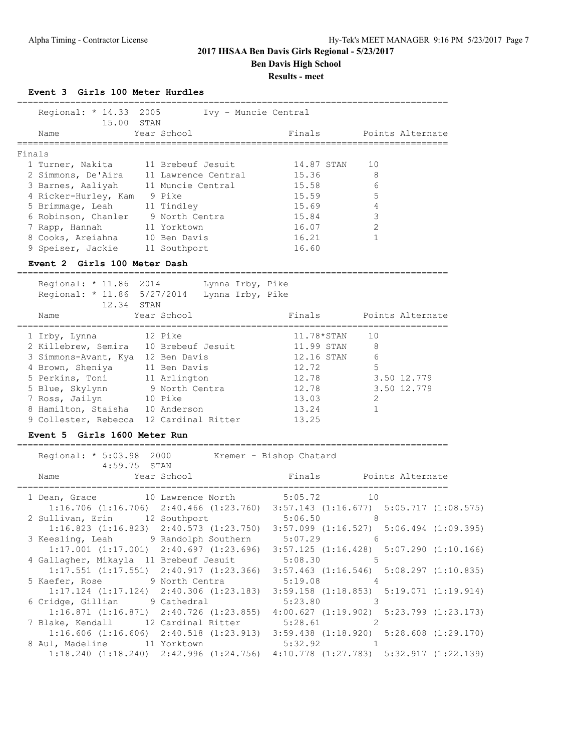# 2017 IHSAA Ben Davis Girls Regional - 5/23/2017

## Ben Davis High School

**Results - meet**

### Event 3 Girls 100 Meter Hurdles

Regional: * 14.33 2005 Ivy - Muncie Central
15.00 STAN

**Finals**

| Place | Name | Year | School | Finals | Points | Alternate |
|---|---|---|---|---|---|---|
| 1 | Turner, Nakita | 11 | Brebeuf Jesuit | 14.87 STAN | 10 | |
| 2 | Simmons, De'Aira | 11 | Lawrence Central | 15.36 | 8 | |
| 3 | Barnes, Aaliyah | 11 | Muncie Central | 15.58 | 6 | |
| 4 | Ricker-Hurley, Kam | 9 | Pike | 15.59 | 5 | |
| 5 | Brimmage, Leah | 11 | Tindley | 15.69 | 4 | |
| 6 | Robinson, Chanler | 9 | North Centra | 15.84 | 3 | |
| 7 | Rapp, Hannah | 11 | Yorktown | 16.07 | 2 | |
| 8 | Cooks, Areiahna | 10 | Ben Davis | 16.21 | 1 | |
| 9 | Speiser, Jackie | 11 | Southport | 16.60 | | |

### Event 2 Girls 100 Meter Dash

Regional: * 11.86 2014 Lynna Irby, Pike
Regional: * 11.86 5/27/2014 Lynna Irby, Pike
12.34 STAN

| Place | Name | Year | School | Finals | Points | Alternate |
|---|---|---|---|---|---|---|
| 1 | Irby, Lynna | 12 | Pike | 11.78*STAN | 10 | |
| 2 | Killebrew, Semira | 10 | Brebeuf Jesuit | 11.99 STAN | 8 | |
| 3 | Simmons-Avant, Kya | 12 | Ben Davis | 12.16 STAN | 6 | |
| 4 | Brown, Sheniya | 11 | Ben Davis | 12.72 | 5 | |
| 5 | Perkins, Toni | 11 | Arlington | 12.78 | 3.50 | 12.779 |
| 5 | Blue, Skylynn | 9 | North Centra | 12.78 | 3.50 | 12.779 |
| 7 | Ross, Jailyn | 10 | Pike | 13.03 | 2 | |
| 8 | Hamilton, Staisha | 10 | Anderson | 13.24 | 1 | |
| 9 | Collester, Rebecca | 12 | Cardinal Ritter | 13.25 | | |

### Event 5 Girls 1600 Meter Run

Regional: * 5:03.98 2000 Kremer - Bishop Chatard
4:59.75 STAN

| Place | Name | Year | School | Finals | Points | Alternate |
|---|---|---|---|---|---|---|
| 1 | Dean, Grace | 10 | Lawrence North | 5:05.72 | 10 | |
| | 1:16.706 (1:16.706) | | 2:40.466 (1:23.760) | 3:57.143 (1:16.677) | 5:05.717 (1:08.575) | |
| 2 | Sullivan, Erin | 12 | Southport | 5:06.50 | 8 | |
| | 1:16.823 (1:16.823) | | 2:40.573 (1:23.750) | 3:57.099 (1:16.527) | 5:06.494 (1:09.395) | |
| 3 | Keesling, Leah | 9 | Randolph Southern | 5:07.29 | 6 | |
| | 1:17.001 (1:17.001) | | 2:40.697 (1:23.696) | 3:57.125 (1:16.428) | 5:07.290 (1:10.166) | |
| 4 | Gallagher, Mikayla | 11 | Brebeuf Jesuit | 5:08.30 | 5 | |
| | 1:17.551 (1:17.551) | | 2:40.917 (1:23.366) | 3:57.463 (1:16.546) | 5:08.297 (1:10.835) | |
| 5 | Kaefer, Rose | 9 | North Centra | 5:19.08 | 4 | |
| | 1:17.124 (1:17.124) | | 2:40.306 (1:23.183) | 3:59.158 (1:18.853) | 5:19.071 (1:19.914) | |
| 6 | Cridge, Gillian | 9 | Cathedral | 5:23.80 | 3 | |
| | 1:16.871 (1:16.871) | | 2:40.726 (1:23.855) | 4:00.627 (1:19.902) | 5:23.799 (1:23.173) | |
| 7 | Blake, Kendall | 12 | Cardinal Ritter | 5:28.61 | 2 | |
| | 1:16.606 (1:16.606) | | 2:40.518 (1:23.913) | 3:59.438 (1:18.920) | 5:28.608 (1:29.170) | |
| 8 | Aul, Madeline | 11 | Yorktown | 5:32.92 | 1 | |
| | 1:18.240 (1:18.240) | | 2:42.996 (1:24.756) | 4:10.778 (1:27.783) | 5:32.917 (1:22.139) | |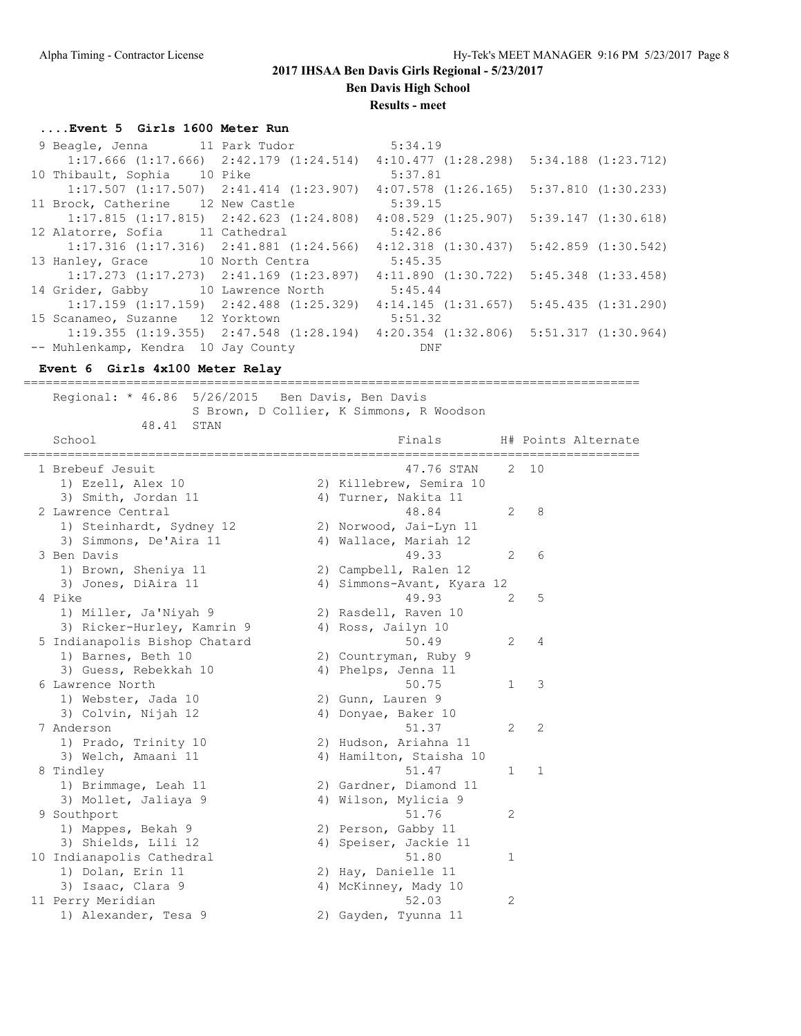# 2017 IHSAA Ben Davis Girls Regional - 5/23/2017

## Ben Davis High School

### Results - meet

#### ....Event 5 Girls 1600 Meter Run

| Place | Name | Year | School | Finals |
|---|---|---|---|---|
| 9 | Beagle, Jenna | 11 | Park Tudor | 5:34.19 |
| | 1:17.666 (1:17.666) | 2:42.179 (1:24.514) | 4:10.477 (1:28.298) | 5:34.188 (1:23.712) |
| 10 | Thibault, Sophia | 10 | Pike | 5:37.81 |
| | 1:17.507 (1:17.507) | 2:41.414 (1:23.907) | 4:07.578 (1:26.165) | 5:37.810 (1:30.233) |
| 11 | Brock, Catherine | 12 | New Castle | 5:39.15 |
| | 1:17.815 (1:17.815) | 2:42.623 (1:24.808) | 4:08.529 (1:25.907) | 5:39.147 (1:30.618) |
| 12 | Alatorre, Sofia | 11 | Cathedral | 5:42.86 |
| | 1:17.316 (1:17.316) | 2:41.881 (1:24.566) | 4:12.318 (1:30.437) | 5:42.859 (1:30.542) |
| 13 | Hanley, Grace | 10 | North Centra | 5:45.35 |
| | 1:17.273 (1:17.273) | 2:41.169 (1:23.897) | 4:11.890 (1:30.722) | 5:45.348 (1:33.458) |
| 14 | Grider, Gabby | 10 | Lawrence North | 5:45.44 |
| | 1:17.159 (1:17.159) | 2:42.488 (1:25.329) | 4:14.145 (1:31.657) | 5:45.435 (1:31.290) |
| 15 | Scanameo, Suzanne | 12 | Yorktown | 5:51.32 |
| | 1:19.355 (1:19.355) | 2:47.548 (1:28.194) | 4:20.354 (1:32.806) | 5:51.317 (1:30.964) |
| -- | Muhlenkamp, Kendra | 10 | Jay County | DNF |

#### Event 6 Girls 4x100 Meter Relay

Regional: * 46.86 5/26/2015 Ben Davis, Ben Davis
S Brown, D Collier, K Simmons, R Woodson
48.41 STAN

| Place | School | Finals | H# | Points | Alternate |
|---|---|---|---|---|---|
| 1 | Brebeuf Jesuit | 47.76 STAN | 2 | 10 | |
| | 1) Ezell, Alex 10 | 2) Killebrew, Semira 10 | | | |
| | 3) Smith, Jordan 11 | 4) Turner, Nakita 11 | | | |
| 2 | Lawrence Central | 48.84 | 2 | 8 | |
| | 1) Steinhardt, Sydney 12 | 2) Norwood, Jai-Lyn 11 | | | |
| | 3) Simmons, De'Aira 11 | 4) Wallace, Mariah 12 | | | |
| 3 | Ben Davis | 49.33 | 2 | 6 | |
| | 1) Brown, Sheniya 11 | 2) Campbell, Ralen 12 | | | |
| | 3) Jones, DiAira 11 | 4) Simmons-Avant, Kyara 12 | | | |
| 4 | Pike | 49.93 | 2 | 5 | |
| | 1) Miller, Ja'Niyah 9 | 2) Rasdell, Raven 10 | | | |
| | 3) Ricker-Hurley, Kamrin 9 | 4) Ross, Jailyn 10 | | | |
| 5 | Indianapolis Bishop Chatard | 50.49 | 2 | 4 | |
| | 1) Barnes, Beth 10 | 2) Countryman, Ruby 9 | | | |
| | 3) Guess, Rebekkah 10 | 4) Phelps, Jenna 11 | | | |
| 6 | Lawrence North | 50.75 | 1 | 3 | |
| | 1) Webster, Jada 10 | 2) Gunn, Lauren 9 | | | |
| | 3) Colvin, Nijah 12 | 4) Donyae, Baker 10 | | | |
| 7 | Anderson | 51.37 | 2 | 2 | |
| | 1) Prado, Trinity 10 | 2) Hudson, Ariahna 11 | | | |
| | 3) Welch, Amaani 11 | 4) Hamilton, Staisha 10 | | | |
| 8 | Tindley | 51.47 | 1 | 1 | |
| | 1) Brimmage, Leah 11 | 2) Gardner, Diamond 11 | | | |
| | 3) Mollet, Jaliaya 9 | 4) Wilson, Mylicia 9 | | | |
| 9 | Southport | 51.76 | 2 | | |
| | 1) Mappes, Bekah 9 | 2) Person, Gabby 11 | | | |
| | 3) Shields, Lili 12 | 4) Speiser, Jackie 11 | | | |
| 10 | Indianapolis Cathedral | 51.80 | 1 | | |
| | 1) Dolan, Erin 11 | 2) Hay, Danielle 11 | | | |
| | 3) Isaac, Clara 9 | 4) McKinney, Mady 10 | | | |
| 11 | Perry Meridian | 52.03 | 2 | | |
| | 1) Alexander, Tesa 9 | 2) Gayden, Tyunna 11 | | | |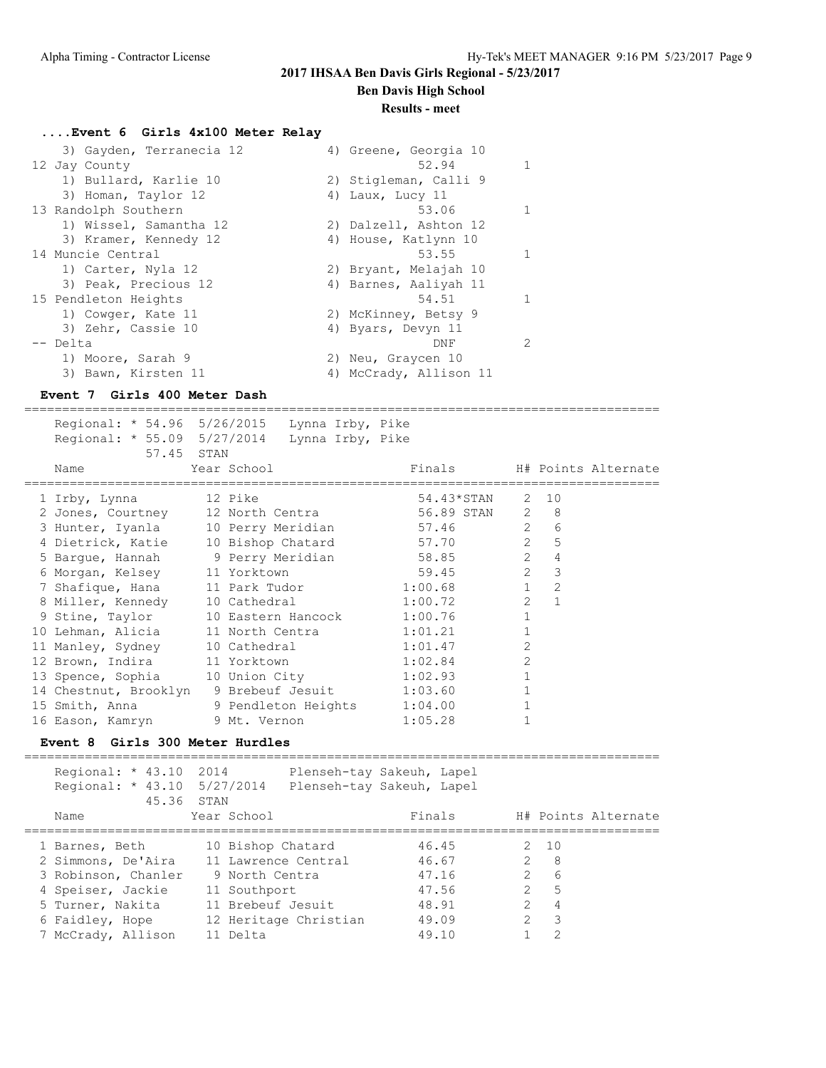## 2017 IHSAA Ben Davis Girls Regional - 5/23/2017

**Ben Davis High School**

**Results - meet**

### ....Event 6 Girls 4x100 Meter Relay

| Place | School | Finals | H# |
|---|---|---|---|
| | 3) Gayden, Terranecia 12 | 4) Greene, Georgia 10 | |
| 12 | Jay County | 52.94 | 1 |
| | 1) Bullard, Karlie 10 | 2) Stigleman, Calli 9 | |
| | 3) Homan, Taylor 12 | 4) Laux, Lucy 11 | |
| 13 | Randolph Southern | 53.06 | 1 |
| | 1) Wissel, Samantha 12 | 2) Dalzell, Ashton 12 | |
| | 3) Kramer, Kennedy 12 | 4) House, Katlynn 10 | |
| 14 | Muncie Central | 53.55 | 1 |
| | 1) Carter, Nyla 12 | 2) Bryant, Melajah 10 | |
| | 3) Peak, Precious 12 | 4) Barnes, Aaliyah 11 | |
| 15 | Pendleton Heights | 54.51 | 1 |
| | 1) Cowger, Kate 11 | 2) McKinney, Betsy 9 | |
| | 3) Zehr, Cassie 10 | 4) Byars, Devyn 11 | |
| -- | Delta | DNF | 2 |
| | 1) Moore, Sarah 9 | 2) Neu, Graycen 10 | |
| | 3) Bawn, Kirsten 11 | 4) McCrady, Allison 11 | |

### Event 7 Girls 400 Meter Dash

Regional: * 54.96 5/26/2015 Lynna Irby, Pike
Regional: * 55.09 5/27/2014 Lynna Irby, Pike
57.45 STAN

| | Name | Year | School | Finals | H# | Points | Alternate |
|---|---|---|---|---|---|---|---|
| 1 | Irby, Lynna | 12 | Pike | 54.43*STAN | 2 | 10 | |
| 2 | Jones, Courtney | 12 | North Centra | 56.89 STAN | 2 | 8 | |
| 3 | Hunter, Iyanla | 10 | Perry Meridian | 57.46 | 2 | 6 | |
| 4 | Dietrick, Katie | 10 | Bishop Chatard | 57.70 | 2 | 5 | |
| 5 | Bargue, Hannah | 9 | Perry Meridian | 58.85 | 2 | 4 | |
| 6 | Morgan, Kelsey | 11 | Yorktown | 59.45 | 2 | 3 | |
| 7 | Shafique, Hana | 11 | Park Tudor | 1:00.68 | 1 | 2 | |
| 8 | Miller, Kennedy | 10 | Cathedral | 1:00.72 | 2 | 1 | |
| 9 | Stine, Taylor | 10 | Eastern Hancock | 1:00.76 | 1 | | |
| 10 | Lehman, Alicia | 11 | North Centra | 1:01.21 | 1 | | |
| 11 | Manley, Sydney | 10 | Cathedral | 1:01.47 | 2 | | |
| 12 | Brown, Indira | 11 | Yorktown | 1:02.84 | 2 | | |
| 13 | Spence, Sophia | 10 | Union City | 1:02.93 | 1 | | |
| 14 | Chestnut, Brooklyn | 9 | Brebeuf Jesuit | 1:03.60 | 1 | | |
| 15 | Smith, Anna | 9 | Pendleton Heights | 1:04.00 | 1 | | |
| 16 | Eason, Kamryn | 9 | Mt. Vernon | 1:05.28 | 1 | | |

### Event 8 Girls 300 Meter Hurdles

Regional: * 43.10 2014 Plenseh-tay Sakeuh, Lapel
Regional: * 43.10 5/27/2014 Plenseh-tay Sakeuh, Lapel
45.36 STAN

| | Name | Year | School | Finals | H# | Points | Alternate |
|---|---|---|---|---|---|---|---|
| 1 | Barnes, Beth | 10 | Bishop Chatard | 46.45 | 2 | 10 | |
| 2 | Simmons, De'Aira | 11 | Lawrence Central | 46.67 | 2 | 8 | |
| 3 | Robinson, Chanler | 9 | North Centra | 47.16 | 2 | 6 | |
| 4 | Speiser, Jackie | 11 | Southport | 47.56 | 2 | 5 | |
| 5 | Turner, Nakita | 11 | Brebeuf Jesuit | 48.91 | 2 | 4 | |
| 6 | Faidley, Hope | 12 | Heritage Christian | 49.09 | 2 | 3 | |
| 7 | McCrady, Allison | 11 | Delta | 49.10 | 1 | 2 | |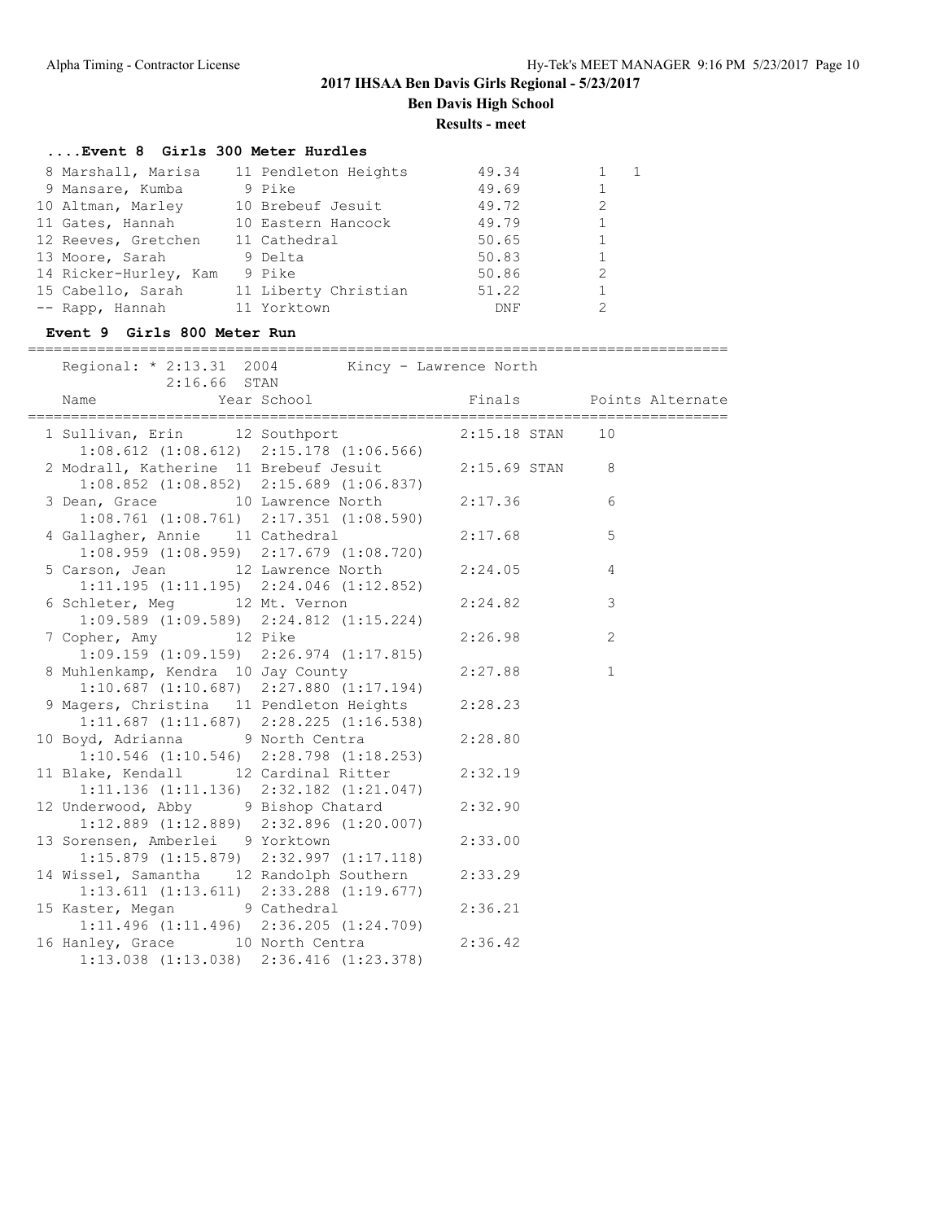## 2017 IHSAA Ben Davis Girls Regional - 5/23/2017

**Ben Davis High School**

**Results - meet**

### ....Event 8 Girls 300 Meter Hurdles

| Place | Name | Year | School | Finals | Heat | Points |
|---|---|---|---|---|---|---|
| 8 | Marshall, Marisa | 11 | Pendleton Heights | 49.34 | 1 | 1 |
| 9 | Mansare, Kumba | 9 | Pike | 49.69 | 1 | |
| 10 | Altman, Marley | 10 | Brebeuf Jesuit | 49.72 | 2 | |
| 11 | Gates, Hannah | 10 | Eastern Hancock | 49.79 | 1 | |
| 12 | Reeves, Gretchen | 11 | Cathedral | 50.65 | 1 | |
| 13 | Moore, Sarah | 9 | Delta | 50.83 | 1 | |
| 14 | Ricker-Hurley, Kam | 9 | Pike | 50.86 | 2 | |
| 15 | Cabello, Sarah | 11 | Liberty Christian | 51.22 | 1 | |
| -- | Rapp, Hannah | 11 | Yorktown | DNF | 2 | |

### Event 9 Girls 800 Meter Run

Regional: * 2:13.31 2004 Kincy - Lawrence North

2:16.66 STAN

| Place | Name | Year | School | Finals | | Points | Alternate |
|---|---|---|---|---|---|---|---|
| 1 | Sullivan, Erin | 12 | Southport | 2:15.18 | STAN | 10 | |
| | 1:08.612 (1:08.612) 2:15.178 (1:06.566) | | | | | | |
| 2 | Modrall, Katherine | 11 | Brebeuf Jesuit | 2:15.69 | STAN | 8 | |
| | 1:08.852 (1:08.852) 2:15.689 (1:06.837) | | | | | | |
| 3 | Dean, Grace | 10 | Lawrence North | 2:17.36 | | 6 | |
| | 1:08.761 (1:08.761) 2:17.351 (1:08.590) | | | | | | |
| 4 | Gallagher, Annie | 11 | Cathedral | 2:17.68 | | 5 | |
| | 1:08.959 (1:08.959) 2:17.679 (1:08.720) | | | | | | |
| 5 | Carson, Jean | 12 | Lawrence North | 2:24.05 | | 4 | |
| | 1:11.195 (1:11.195) 2:24.046 (1:12.852) | | | | | | |
| 6 | Schleter, Meg | 12 | Mt. Vernon | 2:24.82 | | 3 | |
| | 1:09.589 (1:09.589) 2:24.812 (1:15.224) | | | | | | |
| 7 | Copher, Amy | 12 | Pike | 2:26.98 | | 2 | |
| | 1:09.159 (1:09.159) 2:26.974 (1:17.815) | | | | | | |
| 8 | Muhlenkamp, Kendra | 10 | Jay County | 2:27.88 | | 1 | |
| | 1:10.687 (1:10.687) 2:27.880 (1:17.194) | | | | | | |
| 9 | Magers, Christina | 11 | Pendleton Heights | 2:28.23 | | | |
| | 1:11.687 (1:11.687) 2:28.225 (1:16.538) | | | | | | |
| 10 | Boyd, Adrianna | 9 | North Centra | 2:28.80 | | | |
| | 1:10.546 (1:10.546) 2:28.798 (1:18.253) | | | | | | |
| 11 | Blake, Kendall | 12 | Cardinal Ritter | 2:32.19 | | | |
| | 1:11.136 (1:11.136) 2:32.182 (1:21.047) | | | | | | |
| 12 | Underwood, Abby | 9 | Bishop Chatard | 2:32.90 | | | |
| | 1:12.889 (1:12.889) 2:32.896 (1:20.007) | | | | | | |
| 13 | Sorensen, Amberlei | 9 | Yorktown | 2:33.00 | | | |
| | 1:15.879 (1:15.879) 2:32.997 (1:17.118) | | | | | | |
| 14 | Wissel, Samantha | 12 | Randolph Southern | 2:33.29 | | | |
| | 1:13.611 (1:13.611) 2:33.288 (1:19.677) | | | | | | |
| 15 | Kaster, Megan | 9 | Cathedral | 2:36.21 | | | |
| | 1:11.496 (1:11.496) 2:36.205 (1:24.709) | | | | | | |
| 16 | Hanley, Grace | 10 | North Centra | 2:36.42 | | | |
| | 1:13.038 (1:13.038) 2:36.416 (1:23.378) | | | | | | |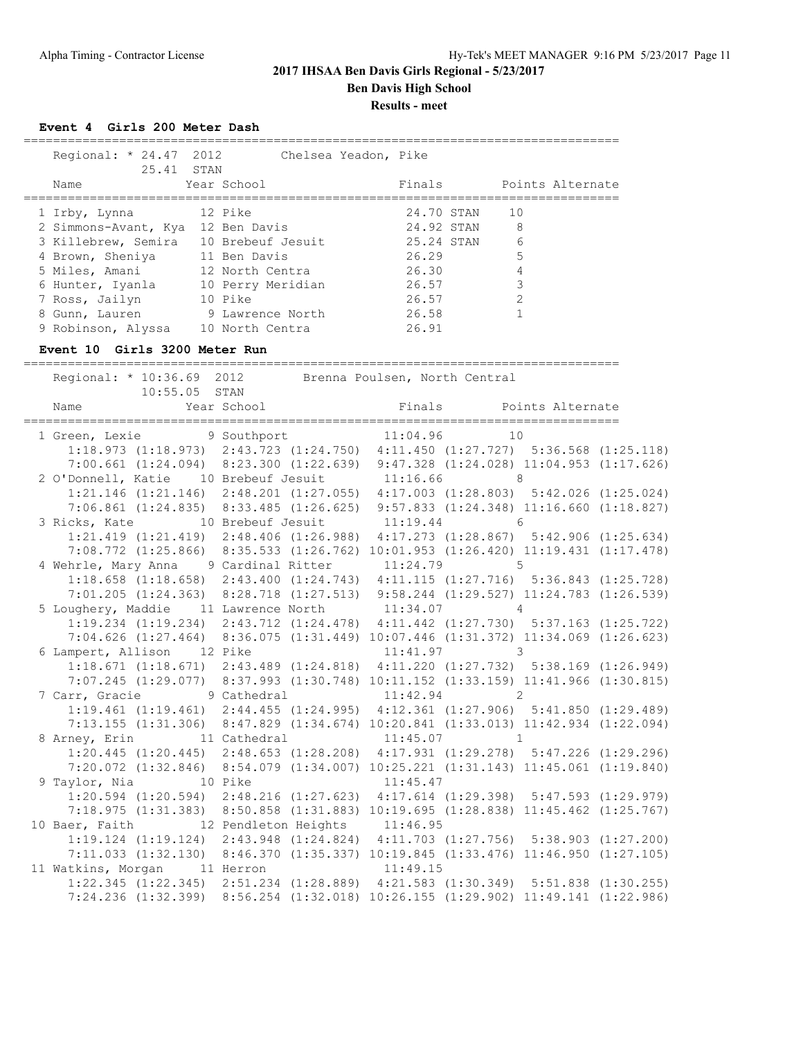# 2017 IHSAA Ben Davis Girls Regional - 5/23/2017

## Ben Davis High School

### Results - meet

#### Event 4 Girls 200 Meter Dash

Regional: * 24.47 2012 Chelsea Yeadon, Pike
25.41 STAN

| Name | Year | School | Finals | | Points | Alternate |
|---|---|---|---|---|---|---|
| 1 Irby, Lynna | 12 | Pike | 24.70 | STAN | 10 | |
| 2 Simmons-Avant, Kya | 12 | Ben Davis | 24.92 | STAN | 8 | |
| 3 Killebrew, Semira | 10 | Brebeuf Jesuit | 25.24 | STAN | 6 | |
| 4 Brown, Sheniya | 11 | Ben Davis | 26.29 | | 5 | |
| 5 Miles, Amani | 12 | North Centra | 26.30 | | 4 | |
| 6 Hunter, Iyanla | 10 | Perry Meridian | 26.57 | | 3 | |
| 7 Ross, Jailyn | 10 | Pike | 26.57 | | 2 | |
| 8 Gunn, Lauren | 9 | Lawrence North | 26.58 | | 1 | |
| 9 Robinson, Alyssa | 10 | North Centra | 26.91 | | | |

#### Event 10 Girls 3200 Meter Run

Regional: * 10:36.69 2012 Brenna Poulsen, North Central
10:55.05 STAN

| Name | Year | School | Finals | Points | Alternate |
|---|---|---|---|---|---|
| 1 Green, Lexie | 9 | Southport | 11:04.96 | 10 | |
| 1:18.973 (1:18.973) 2:43.723 (1:24.750) 4:11.450 (1:27.727) 5:36.568 (1:25.118) 7:00.661 (1:24.094) 8:23.300 (1:22.639) 9:47.328 (1:24.028) 11:04.953 (1:17.626) | | | | | |
| 2 O'Donnell, Katie | 10 | Brebeuf Jesuit | 11:16.66 | 8 | |
| 1:21.146 (1:21.146) 2:48.201 (1:27.055) 4:17.003 (1:28.803) 5:42.026 (1:25.024) 7:06.861 (1:24.835) 8:33.485 (1:26.625) 9:57.833 (1:24.348) 11:16.660 (1:18.827) | | | | | |
| 3 Ricks, Kate | 10 | Brebeuf Jesuit | 11:19.44 | 6 | |
| 1:21.419 (1:21.419) 2:48.406 (1:26.988) 4:17.273 (1:28.867) 5:42.906 (1:25.634) 7:08.772 (1:25.866) 8:35.533 (1:26.762) 10:01.953 (1:26.420) 11:19.431 (1:17.478) | | | | | |
| 4 Wehrle, Mary Anna | 9 | Cardinal Ritter | 11:24.79 | 5 | |
| 1:18.658 (1:18.658) 2:43.400 (1:24.743) 4:11.115 (1:27.716) 5:36.843 (1:25.728) 7:01.205 (1:24.363) 8:28.718 (1:27.513) 9:58.244 (1:29.527) 11:24.783 (1:26.539) | | | | | |
| 5 Loughery, Maddie | 11 | Lawrence North | 11:34.07 | 4 | |
| 1:19.234 (1:19.234) 2:43.712 (1:24.478) 4:11.442 (1:27.730) 5:37.163 (1:25.722) 7:04.626 (1:27.464) 8:36.075 (1:31.449) 10:07.446 (1:31.372) 11:34.069 (1:26.623) | | | | | |
| 6 Lampert, Allison | 12 | Pike | 11:41.97 | 3 | |
| 1:18.671 (1:18.671) 2:43.489 (1:24.818) 4:11.220 (1:27.732) 5:38.169 (1:26.949) 7:07.245 (1:29.077) 8:37.993 (1:30.748) 10:11.152 (1:33.159) 11:41.966 (1:30.815) | | | | | |
| 7 Carr, Gracie | 9 | Cathedral | 11:42.94 | 2 | |
| 1:19.461 (1:19.461) 2:44.455 (1:24.995) 4:12.361 (1:27.906) 5:41.850 (1:29.489) 7:13.155 (1:31.306) 8:47.829 (1:34.674) 10:20.841 (1:33.013) 11:42.934 (1:22.094) | | | | | |
| 8 Arney, Erin | 11 | Cathedral | 11:45.07 | 1 | |
| 1:20.445 (1:20.445) 2:48.653 (1:28.208) 4:17.931 (1:29.278) 5:47.226 (1:29.296) 7:20.072 (1:32.846) 8:54.079 (1:34.007) 10:25.221 (1:31.143) 11:45.061 (1:19.840) | | | | | |
| 9 Taylor, Nia | 10 | Pike | 11:45.47 | | |
| 1:20.594 (1:20.594) 2:48.216 (1:27.623) 4:17.614 (1:29.398) 5:47.593 (1:29.979) 7:18.975 (1:31.383) 8:50.858 (1:31.883) 10:19.695 (1:28.838) 11:45.462 (1:25.767) | | | | | |
| 10 Baer, Faith | 12 | Pendleton Heights | 11:46.95 | | |
| 1:19.124 (1:19.124) 2:43.948 (1:24.824) 4:11.703 (1:27.756) 5:38.903 (1:27.200) 7:11.033 (1:32.130) 8:46.370 (1:35.337) 10:19.845 (1:33.476) 11:46.950 (1:27.105) | | | | | |
| 11 Watkins, Morgan | 11 | Herron | 11:49.15 | | |
| 1:22.345 (1:22.345) 2:51.234 (1:28.889) 4:21.583 (1:30.349) 5:51.838 (1:30.255) 7:24.236 (1:32.399) 8:56.254 (1:32.018) 10:26.155 (1:29.902) 11:49.141 (1:22.986) | | | | | |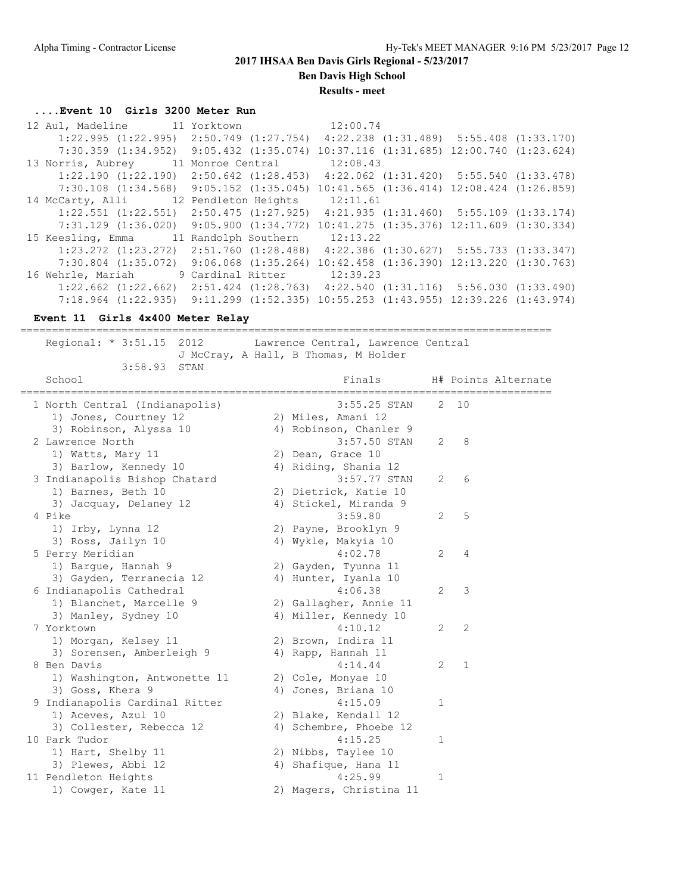# 2017 IHSAA Ben Davis Girls Regional - 5/23/2017

**Ben Davis High School**

**Results - meet**

### ....Event 10 Girls 3200 Meter Run

```
 12 Aul, Madeline       11 Yorktown             12:00.74
      1:22.995 (1:22.995)  2:50.749 (1:27.754)  4:22.238 (1:31.489)  5:55.408 (1:33.170)
      7:30.359 (1:34.952)  9:05.432 (1:35.074) 10:37.116 (1:31.685) 12:00.740 (1:23.624)
 13 Norris, Aubrey      11 Monroe Central       12:08.43
      1:22.190 (1:22.190)  2:50.642 (1:28.453)  4:22.062 (1:31.420)  5:55.540 (1:33.478)
      7:30.108 (1:34.568)  9:05.152 (1:35.045) 10:41.565 (1:36.414) 12:08.424 (1:26.859)
 14 McCarty, Alli       12 Pendleton Heights    12:11.61
      1:22.551 (1:22.551)  2:50.475 (1:27.925)  4:21.935 (1:31.460)  5:55.109 (1:33.174)
      7:31.129 (1:36.020)  9:05.900 (1:34.772) 10:41.275 (1:35.376) 12:11.609 (1:30.334)
 15 Keesling, Emma      11 Randolph Southern    12:13.22
      1:23.272 (1:23.272)  2:51.760 (1:28.488)  4:22.386 (1:30.627)  5:55.733 (1:33.347)
      7:30.804 (1:35.072)  9:06.068 (1:35.264) 10:42.458 (1:36.390) 12:13.220 (1:30.763)
 16 Wehrle, Mariah       9 Cardinal Ritter      12:39.23
      1:22.662 (1:22.662)  2:51.424 (1:28.763)  4:22.540 (1:31.116)  5:56.030 (1:33.490)
      7:18.964 (1:22.935)  9:11.299 (1:52.335) 10:55.253 (1:43.955) 12:39.226 (1:43.974)
```

### Event 11 Girls 4x400 Meter Relay

```
====================================================================================
    Regional: * 3:51.15  2012        Lawrence Central, Lawrence Central
                         J McCray, A Hall, B Thomas, M Holder
             3:58.93  STAN
    School                                    Finals        H# Points Alternate
====================================================================================
  1 North Central (Indianapolis)              3:55.25 STAN    2  10
     1) Jones, Courtney 12              2) Miles, Amani 12
     3) Robinson, Alyssa 10             4) Robinson, Chanler 9
  2 Lawrence North                            3:57.50 STAN    2   8
     1) Watts, Mary 11                  2) Dean, Grace 10
     3) Barlow, Kennedy 10              4) Riding, Shania 12
  3 Indianapolis Bishop Chatard               3:57.77 STAN    2   6
     1) Barnes, Beth 10                 2) Dietrick, Katie 10
     3) Jacquay, Delaney 12             4) Stickel, Miranda 9
  4 Pike                                      3:59.80         2   5
     1) Irby, Lynna 12                  2) Payne, Brooklyn 9
     3) Ross, Jailyn 10                 4) Wykle, Makyia 10
  5 Perry Meridian                            4:02.78         2   4
     1) Bargue, Hannah 9                2) Gayden, Tyunna 11
     3) Gayden, Terranecia 12           4) Hunter, Iyanla 10
  6 Indianapolis Cathedral                    4:06.38         2   3
     1) Blanchet, Marcelle 9            2) Gallagher, Annie 11
     3) Manley, Sydney 10               4) Miller, Kennedy 10
  7 Yorktown                                  4:10.12         2   2
     1) Morgan, Kelsey 11               2) Brown, Indira 11
     3) Sorensen, Amberleigh 9          4) Rapp, Hannah 11
  8 Ben Davis                                 4:14.44         2   1
     1) Washington, Antwonette 11       2) Cole, Monyae 10
     3) Goss, Khera 9                   4) Jones, Briana 10
  9 Indianapolis Cardinal Ritter              4:15.09         1
     1) Aceves, Azul 10                 2) Blake, Kendall 12
     3) Collester, Rebecca 12           4) Schembre, Phoebe 12
 10 Park Tudor                                4:15.25         1
     1) Hart, Shelby 11                 2) Nibbs, Taylee 10
     3) Plewes, Abbi 12                 4) Shafique, Hana 11
 11 Pendleton Heights                         4:25.99         1
     1) Cowger, Kate 11                 2) Magers, Christina 11
```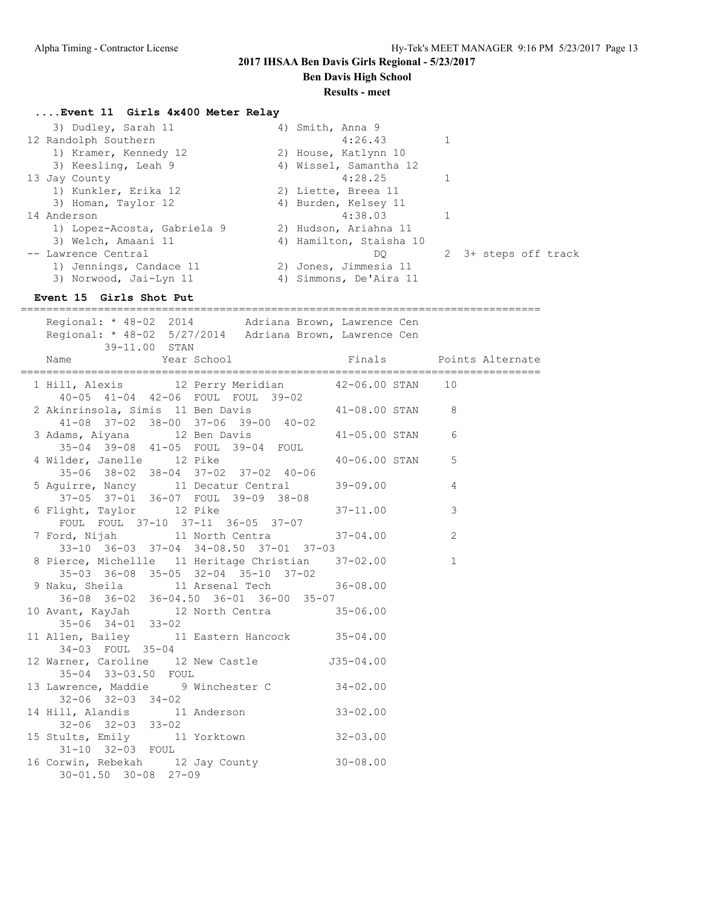## 2017 IHSAA Ben Davis Girls Regional - 5/23/2017

**Ben Davis High School**

**Results - meet**

### ....Event 11 Girls 4x400 Meter Relay

```
    3) Dudley, Sarah 11                4) Smith, Anna 9
 12 Randolph Southern                       4:26.43         1
    1) Kramer, Kennedy 12              2) House, Katlynn 10
    3) Keesling, Leah 9                4) Wissel, Samantha 12
 13 Jay County                              4:28.25         1
    1) Kunkler, Erika 12               2) Liette, Breea 11
    3) Homan, Taylor 12                4) Burden, Kelsey 11
 14 Anderson                                4:38.03         1
    1) Lopez-Acosta, Gabriela 9        2) Hudson, Ariahna 11
    3) Welch, Amaani 11                4) Hamilton, Staisha 10
 -- Lawrence Central                             DQ         2  3+ steps off track
    1) Jennings, Candace 11            2) Jones, Jimmesia 11
    3) Norwood, Jai-Lyn 11             4) Simmons, De'Aira 11
```

### Event 15 Girls Shot Put

```
================================================================================
    Regional: * 48-02  2014        Adriana Brown, Lawrence Cen
    Regional: * 48-02  5/27/2014   Adriana Brown, Lawrence Cen
           39-11.00  STAN
    Name              Year School                Finals        Points Alternate
================================================================================
  1 Hill, Alexis        12 Perry Meridian       42-06.00 STAN    10
      40-05  41-04  42-06  FOUL  FOUL  39-02
  2 Akinrinsola, Simis  11 Ben Davis            41-08.00 STAN     8
      41-08  37-02  38-00  37-06  39-00  40-02
  3 Adams, Aiyana       12 Ben Davis            41-05.00 STAN     6
      35-04  39-08  41-05  FOUL  39-04  FOUL
  4 Wilder, Janelle     12 Pike                 40-06.00 STAN     5
      35-06  38-02  38-04  37-02  37-02  40-06
  5 Aguirre, Nancy      11 Decatur Central      39-09.00          4
      37-05  37-01  36-07  FOUL  39-09  38-08
  6 Flight, Taylor      12 Pike                 37-11.00          3
      FOUL  FOUL  37-10  37-11  36-05  37-07
  7 Ford, Nijah         11 North Centra         37-04.00          2
      33-10  36-03  37-04  34-08.50  37-01  37-03
  8 Pierce, Michellle   11 Heritage Christian   37-02.00          1
      35-03  36-08  35-05  32-04  35-10  37-02
  9 Naku, Sheila        11 Arsenal Tech         36-08.00
      36-08  36-02  36-04.50  36-01  36-00  35-07
 10 Avant, KayJah       12 North Centra         35-06.00
      35-06  34-01  33-02
 11 Allen, Bailey       11 Eastern Hancock      35-04.00
      34-03  FOUL  35-04
 12 Warner, Caroline    12 New Castle          J35-04.00
      35-04  33-03.50  FOUL
 13 Lawrence, Maddie     9 Winchester C         34-02.00
      32-06  32-03  34-02
 14 Hill, Alandis       11 Anderson             33-02.00
      32-06  32-03  33-02
 15 Stults, Emily       11 Yorktown             32-03.00
      31-10  32-03  FOUL
 16 Corwin, Rebekah     12 Jay County           30-08.00
      30-01.50  30-08  27-09
```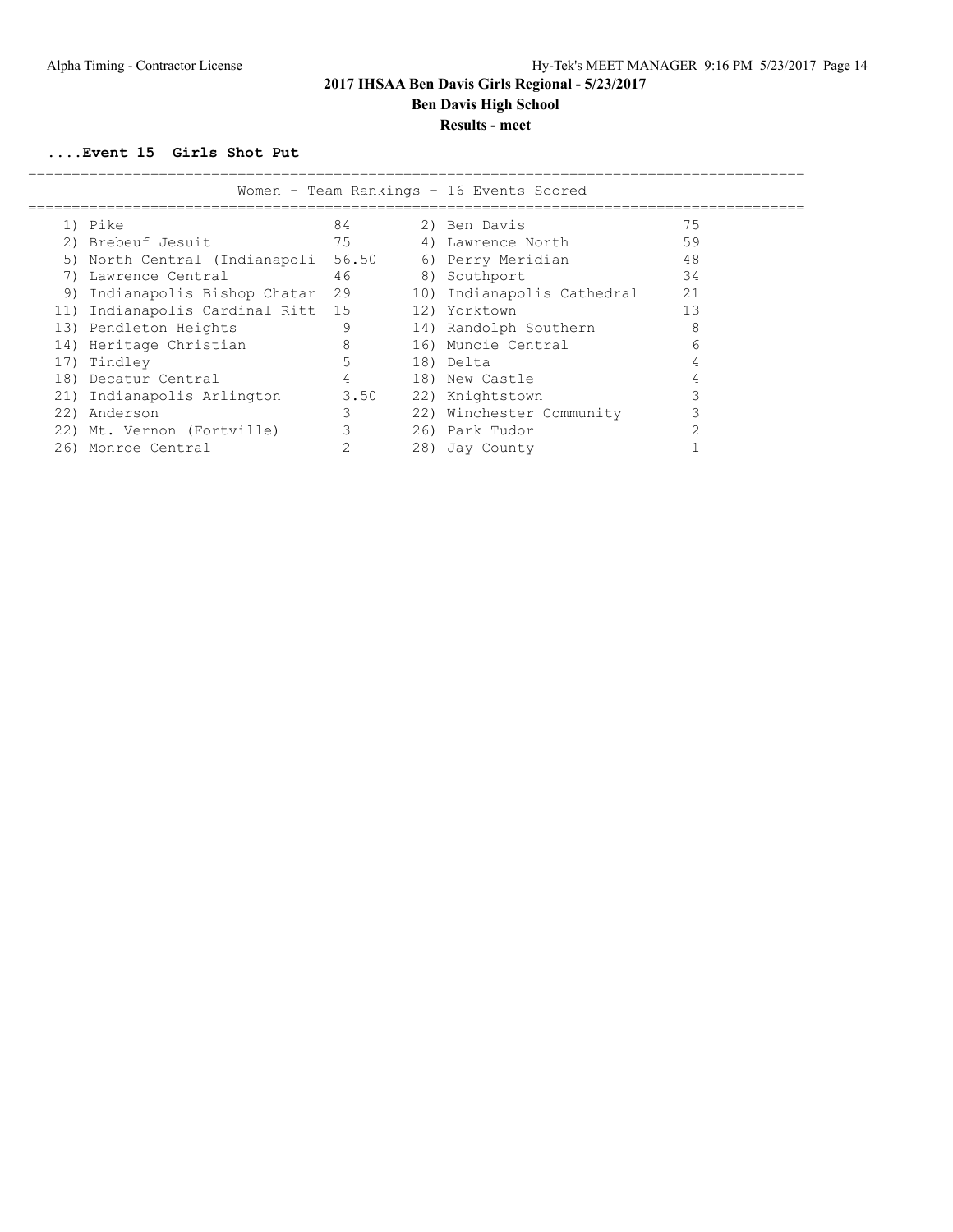#### ....Event 15 Girls Shot Put

### Women - Team Rankings - 16 Events Scored

| | | | |
|---|---|---|---|
| 1) Pike | 84 | 2) Ben Davis | 75 |
| 2) Brebeuf Jesuit | 75 | 4) Lawrence North | 59 |
| 5) North Central (Indianapoli | 56.50 | 6) Perry Meridian | 48 |
| 7) Lawrence Central | 46 | 8) Southport | 34 |
| 9) Indianapolis Bishop Chatar | 29 | 10) Indianapolis Cathedral | 21 |
| 11) Indianapolis Cardinal Ritt | 15 | 12) Yorktown | 13 |
| 13) Pendleton Heights | 9 | 14) Randolph Southern | 8 |
| 14) Heritage Christian | 8 | 16) Muncie Central | 6 |
| 17) Tindley | 5 | 18) Delta | 4 |
| 18) Decatur Central | 4 | 18) New Castle | 4 |
| 21) Indianapolis Arlington | 3.50 | 22) Knightstown | 3 |
| 22) Anderson | 3 | 22) Winchester Community | 3 |
| 22) Mt. Vernon (Fortville) | 3 | 26) Park Tudor | 2 |
| 26) Monroe Central | 2 | 28) Jay County | 1 |